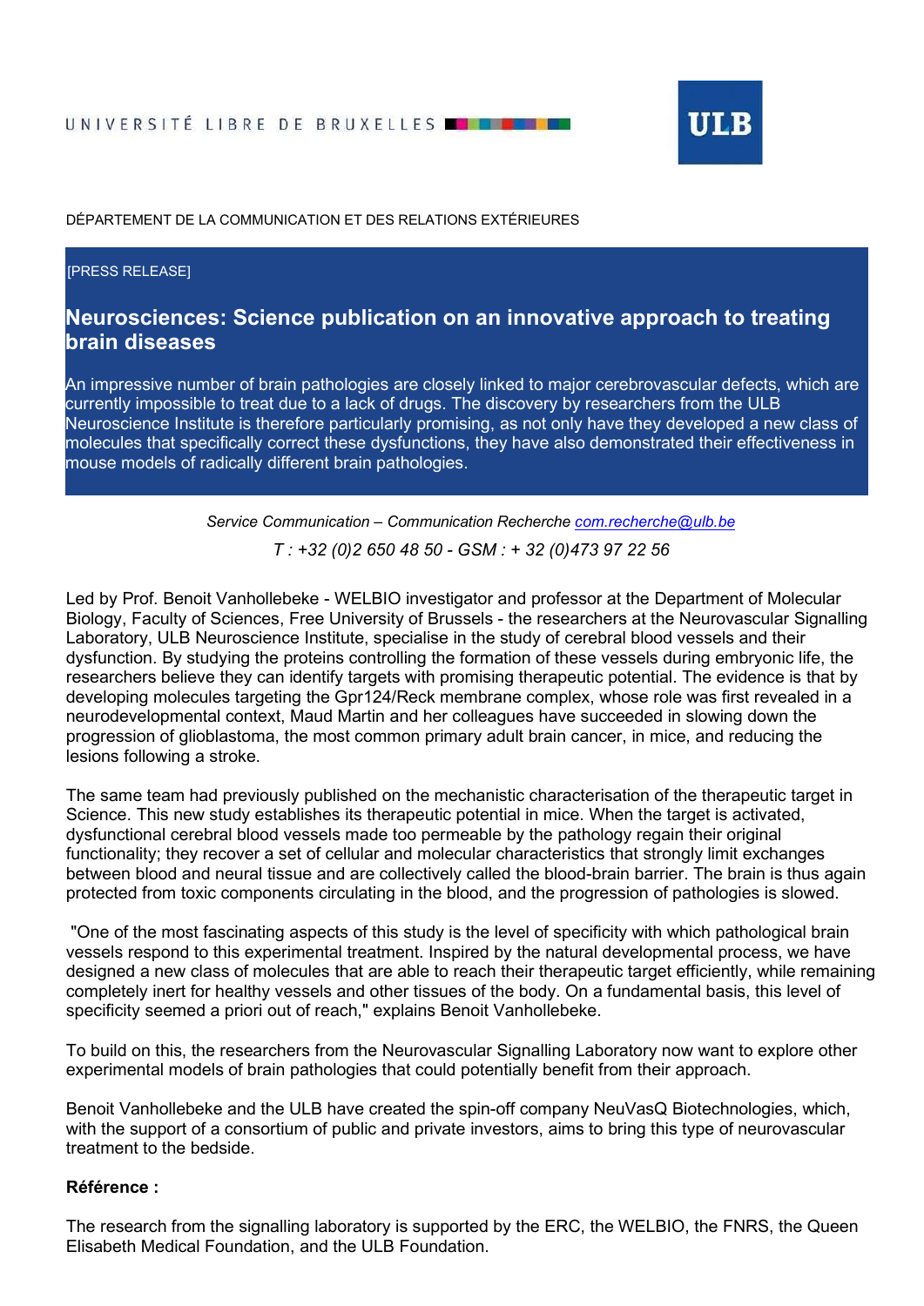UNIVERSITÉ LIBRE DE BRUXELLES

ULB

DÉPARTEMENT DE LA COMMUNICATION ET DES RELATIONS EXTÉRIEURES

[PRESS RELEASE]

# Neurosciences: Science publication on an innovative approach to treating brain diseases

An impressive number of brain pathologies are closely linked to major cerebrovascular defects, which are currently impossible to treat due to a lack of drugs. The discovery by researchers from the ULB Neuroscience Institute is therefore particularly promising, as not only have they developed a new class of molecules that specifically correct these dysfunctions, they have also demonstrated their effectiveness in mouse models of radically different brain pathologies.

*Service Communication – Communication Recherche [com.recherche@ulb.be](mailto:com.recherche@ulb.be)*

*T : +32 (0)2 650 48 50 - GSM : + 32 (0)473 97 22 56*

Led by Prof. Benoit Vanhollebeke - WELBIO investigator and professor at the Department of Molecular Biology, Faculty of Sciences, Free University of Brussels - the researchers at the Neurovascular Signalling Laboratory, ULB Neuroscience Institute, specialise in the study of cerebral blood vessels and their dysfunction. By studying the proteins controlling the formation of these vessels during embryonic life, the researchers believe they can identify targets with promising therapeutic potential. The evidence is that by developing molecules targeting the Gpr124/Reck membrane complex, whose role was first revealed in a neurodevelopmental context, Maud Martin and her colleagues have succeeded in slowing down the progression of glioblastoma, the most common primary adult brain cancer, in mice, and reducing the lesions following a stroke.

The same team had previously published on the mechanistic characterisation of the therapeutic target in Science. This new study establishes its therapeutic potential in mice. When the target is activated, dysfunctional cerebral blood vessels made too permeable by the pathology regain their original functionality; they recover a set of cellular and molecular characteristics that strongly limit exchanges between blood and neural tissue and are collectively called the blood-brain barrier. The brain is thus again protected from toxic components circulating in the blood, and the progression of pathologies is slowed.

"One of the most fascinating aspects of this study is the level of specificity with which pathological brain vessels respond to this experimental treatment. Inspired by the natural developmental process, we have designed a new class of molecules that are able to reach their therapeutic target efficiently, while remaining completely inert for healthy vessels and other tissues of the body. On a fundamental basis, this level of specificity seemed a priori out of reach," explains Benoit Vanhollebeke.

To build on this, the researchers from the Neurovascular Signalling Laboratory now want to explore other experimental models of brain pathologies that could potentially benefit from their approach.

Benoit Vanhollebeke and the ULB have created the spin-off company NeuVasQ Biotechnologies, which, with the support of a consortium of public and private investors, aims to bring this type of neurovascular treatment to the bedside.

**Référence :**

The research from the signalling laboratory is supported by the ERC, the WELBIO, the FNRS, the Queen Elisabeth Medical Foundation, and the ULB Foundation.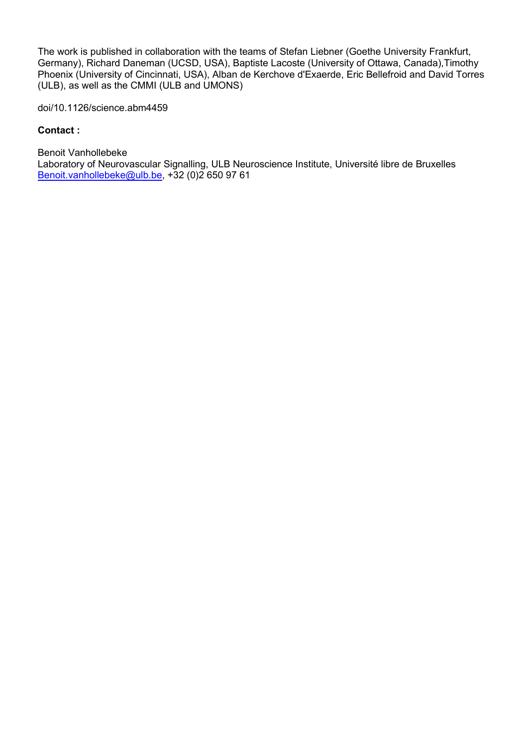The work is published in collaboration with the teams of Stefan Liebner (Goethe University Frankfurt, Germany), Richard Daneman (UCSD, USA), Baptiste Lacoste (University of Ottawa, Canada),Timothy Phoenix (University of Cincinnati, USA), Alban de Kerchove d'Exaerde, Eric Bellefroid and David Torres (ULB), as well as the CMMI (ULB and UMONS)

doi/10.1126/science.abm4459

**Contact :**

Benoit Vanhollebeke
Laboratory of Neurovascular Signalling, ULB Neuroscience Institute, Université libre de Bruxelles
Benoit.vanhollebeke@ulb.be, +32 (0)2 650 97 61